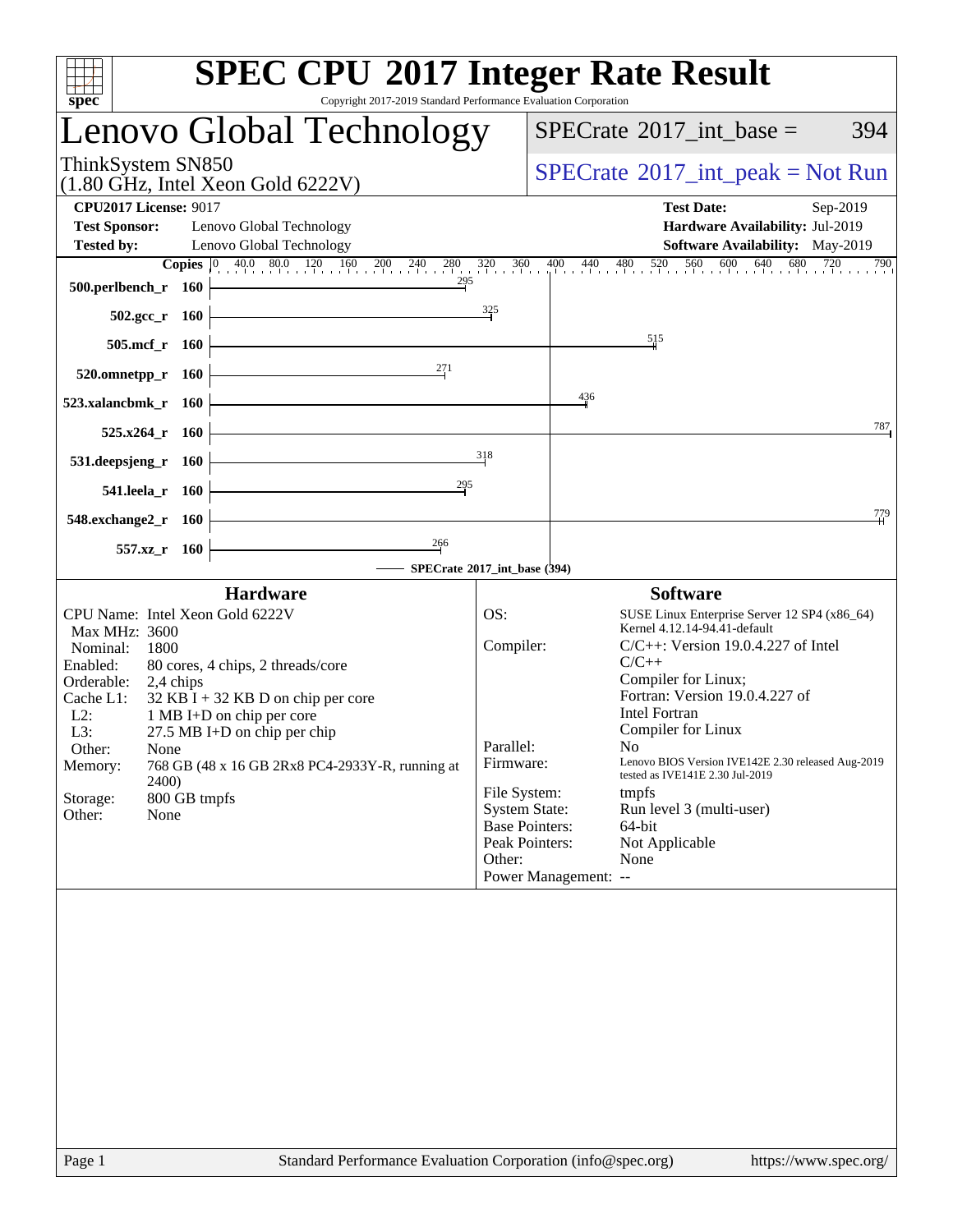# SPEC CPU 2017 Integer Rate Result

Copyright 2017-2019 Standard Performance Evaluation Corporation

## Lenovo Global Technology

ThinkSystem SN850
(1.80 GHz, Intel Xeon Gold 6222V)

SPECrate 2017_int_base = 394

SPECrate 2017_int_peak = Not Run

**CPU2017 License:** 9017
**Test Sponsor:** Lenovo Global Technology
**Tested by:** Lenovo Global Technology

**Test Date:** Sep-2019
**Hardware Availability:** Jul-2019
**Software Availability:** May-2019

| Benchmark | Copies | SPECrate 2017_int_base |
|---|---|---|
| 500.perlbench_r | 160 | 295 |
| 502.gcc_r | 160 | 325 |
| 505.mcf_r | 160 | 515 |
| 520.omnetpp_r | 160 | 271 |
| 523.xalancbmk_r | 160 | 436 |
| 525.x264_r | 160 | 787 |
| 531.deepsjeng_r | 160 | 318 |
| 541.leela_r | 160 | 295 |
| 548.exchange2_r | 160 | 779 |
| 557.xz_r | 160 | 266 |

SPECrate 2017_int_base (394)

### Hardware

- CPU Name: Intel Xeon Gold 6222V
- Max MHz: 3600
- Nominal: 1800
- Enabled: 80 cores, 4 chips, 2 threads/core
- Orderable: 2,4 chips
- Cache L1: 32 KB I + 32 KB D on chip per core
- L2: 1 MB I+D on chip per core
- L3: 27.5 MB I+D on chip per chip
- Other: None
- Memory: 768 GB (48 x 16 GB 2Rx8 PC4-2933Y-R, running at 2400)
- Storage: 800 GB tmpfs
- Other: None

### Software

- OS: SUSE Linux Enterprise Server 12 SP4 (x86_64) Kernel 4.12.14-94.41-default
- Compiler: C/C++: Version 19.0.4.227 of Intel C/C++ Compiler for Linux; Fortran: Version 19.0.4.227 of Intel Fortran Compiler for Linux
- Parallel: No
- Firmware: Lenovo BIOS Version IVE142E 2.30 released Aug-2019 tested as IVE141E 2.30 Jul-2019
- File System: tmpfs
- System State: Run level 3 (multi-user)
- Base Pointers: 64-bit
- Peak Pointers: Not Applicable
- Other: None
- Power Management: --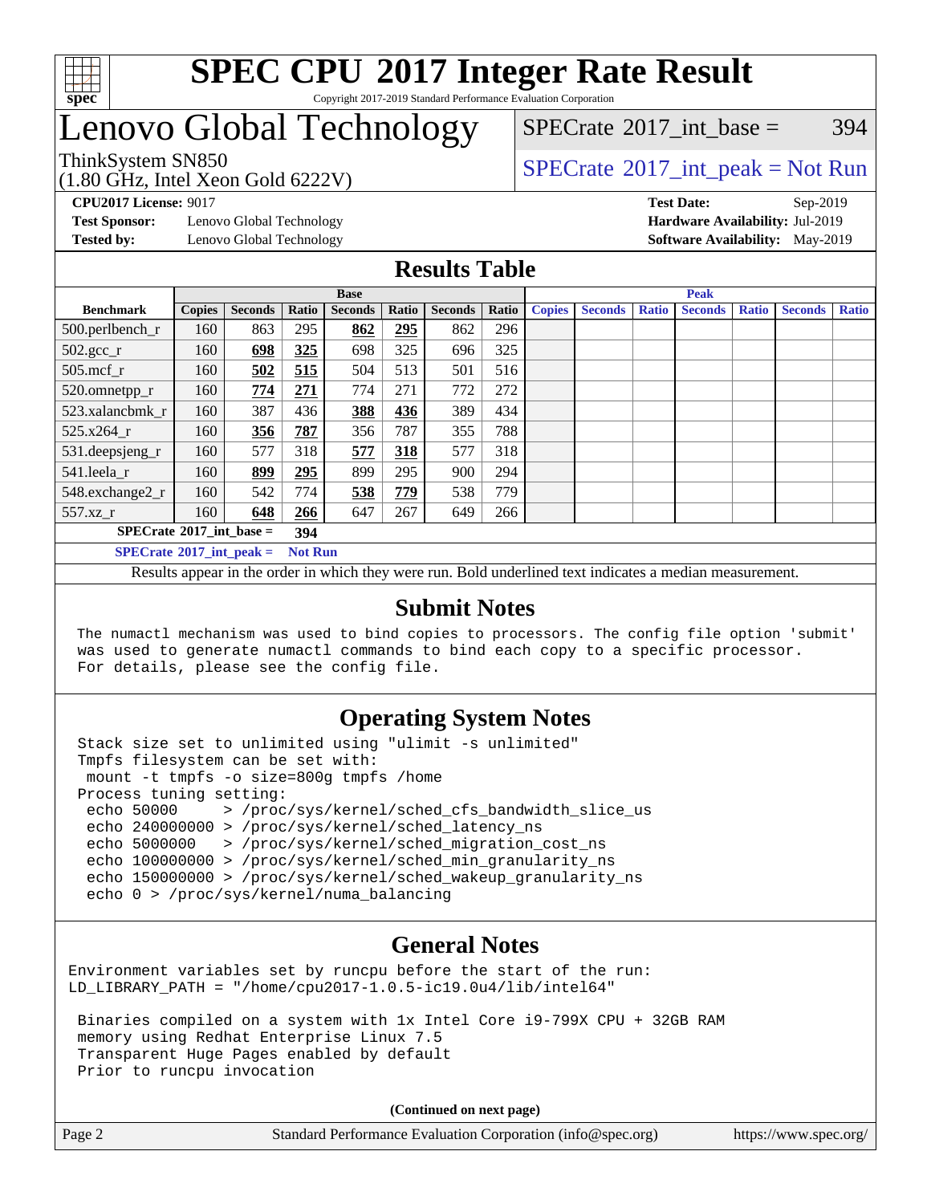# SPEC CPU 2017 Integer Rate Result

Copyright 2017-2019 Standard Performance Evaluation Corporation

# Lenovo Global Technology

ThinkSystem SN850
(1.80 GHz, Intel Xeon Gold 6222V)

SPECrate 2017_int_base = 394

SPECrate 2017_int_peak = Not Run

**CPU2017 License:** 9017
**Test Sponsor:** Lenovo Global Technology
**Tested by:** Lenovo Global Technology

**Test Date:** Sep-2019
**Hardware Availability:** Jul-2019
**Software Availability:** May-2019

## Results Table

| Benchmark | Base | | | | | | | Peak | | | | | | |
|---|---|---|---|---|---|---|---|---|---|---|---|---|---|---|
| | Copies | Seconds | Ratio | Seconds | Ratio | Seconds | Ratio | Copies | Seconds | Ratio | Seconds | Ratio | Seconds | Ratio |
| 500.perlbench_r | 160 | 863 | 295 | **862** | **295** | 862 | 296 | | | | | | | |
| 502.gcc_r | 160 | **698** | **325** | 698 | 325 | 696 | 325 | | | | | | | |
| 505.mcf_r | 160 | **502** | **515** | 504 | 513 | 501 | 516 | | | | | | | |
| 520.omnetpp_r | 160 | **774** | **271** | 774 | 271 | 772 | 272 | | | | | | | |
| 523.xalancbmk_r | 160 | 387 | 436 | **388** | **436** | 389 | 434 | | | | | | | |
| 525.x264_r | 160 | **356** | **787** | 356 | 787 | 355 | 788 | | | | | | | |
| 531.deepsjeng_r | 160 | 577 | 318 | **577** | **318** | 577 | 318 | | | | | | | |
| 541.leela_r | 160 | **899** | **295** | 899 | 295 | 900 | 294 | | | | | | | |
| 548.exchange2_r | 160 | 542 | 774 | **538** | **779** | 538 | 779 | | | | | | | |
| 557.xz_r | 160 | **648** | **266** | 647 | 267 | 649 | 266 | | | | | | | |

**SPECrate 2017_int_base = 394**

**SPECrate 2017_int_peak = Not Run**

Results appear in the order in which they were run. Bold underlined text indicates a median measurement.

## Submit Notes

```
The numactl mechanism was used to bind copies to processors. The config file option 'submit'
was used to generate numactl commands to bind each copy to a specific processor.
For details, please see the config file.
```

## Operating System Notes

```
Stack size set to unlimited using "ulimit -s unlimited"
Tmpfs filesystem can be set with:
 mount -t tmpfs -o size=800g tmpfs /home
Process tuning setting:
 echo 50000     > /proc/sys/kernel/sched_cfs_bandwidth_slice_us
 echo 240000000 > /proc/sys/kernel/sched_latency_ns
 echo 5000000   > /proc/sys/kernel/sched_migration_cost_ns
 echo 100000000 > /proc/sys/kernel/sched_min_granularity_ns
 echo 150000000 > /proc/sys/kernel/sched_wakeup_granularity_ns
 echo 0 > /proc/sys/kernel/numa_balancing
```

## General Notes

```
Environment variables set by runcpu before the start of the run:
LD_LIBRARY_PATH = "/home/cpu2017-1.0.5-ic19.0u4/lib/intel64"

 Binaries compiled on a system with 1x Intel Core i9-799X CPU + 32GB RAM
 memory using Redhat Enterprise Linux 7.5
 Transparent Huge Pages enabled by default
 Prior to runcpu invocation
```

**(Continued on next page)**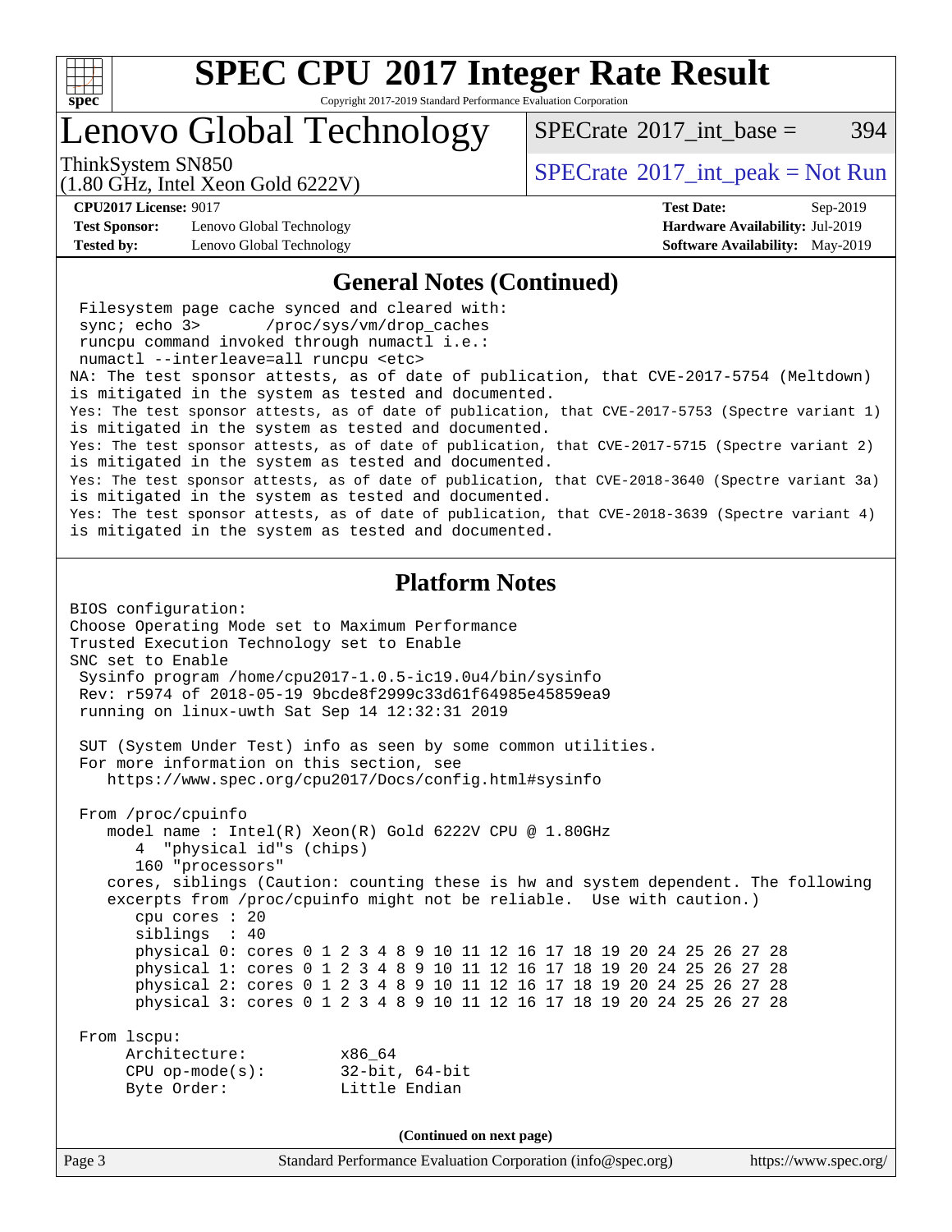# SPEC CPU 2017 Integer Rate Result

Copyright 2017-2019 Standard Performance Evaluation Corporation

## Lenovo Global Technology

ThinkSystem SN850
(1.80 GHz, Intel Xeon Gold 6222V)

SPECrate 2017_int_base = 394

SPECrate 2017_int_peak = Not Run

**CPU2017 License:** 9017
**Test Sponsor:** Lenovo Global Technology
**Tested by:** Lenovo Global Technology

**Test Date:** Sep-2019
**Hardware Availability:** Jul-2019
**Software Availability:** May-2019

### General Notes (Continued)

```
 Filesystem page cache synced and cleared with:
 sync; echo 3>       /proc/sys/vm/drop_caches
 runcpu command invoked through numactl i.e.:
 numactl --interleave=all runcpu <etc>
NA: The test sponsor attests, as of date of publication, that CVE-2017-5754 (Meltdown)
is mitigated in the system as tested and documented.
Yes: The test sponsor attests, as of date of publication, that CVE-2017-5753 (Spectre variant 1)
is mitigated in the system as tested and documented.
Yes: The test sponsor attests, as of date of publication, that CVE-2017-5715 (Spectre variant 2)
is mitigated in the system as tested and documented.
Yes: The test sponsor attests, as of date of publication, that CVE-2018-3640 (Spectre variant 3a)
is mitigated in the system as tested and documented.
Yes: The test sponsor attests, as of date of publication, that CVE-2018-3639 (Spectre variant 4)
is mitigated in the system as tested and documented.
```

### Platform Notes

```
BIOS configuration:
Choose Operating Mode set to Maximum Performance
Trusted Execution Technology set to Enable
SNC set to Enable
 Sysinfo program /home/cpu2017-1.0.5-ic19.0u4/bin/sysinfo
 Rev: r5974 of 2018-05-19 9bcde8f2999c33d61f64985e45859ea9
 running on linux-uwth Sat Sep 14 12:32:31 2019

 SUT (System Under Test) info as seen by some common utilities.
 For more information on this section, see
    https://www.spec.org/cpu2017/Docs/config.html#sysinfo

 From /proc/cpuinfo
    model name : Intel(R) Xeon(R) Gold 6222V CPU @ 1.80GHz
       4  "physical id"s (chips)
       160 "processors"
    cores, siblings (Caution: counting these is hw and system dependent. The following
    excerpts from /proc/cpuinfo might not be reliable.  Use with caution.)
       cpu cores : 20
       siblings  : 40
       physical 0: cores 0 1 2 3 4 8 9 10 11 12 16 17 18 19 20 24 25 26 27 28
       physical 1: cores 0 1 2 3 4 8 9 10 11 12 16 17 18 19 20 24 25 26 27 28
       physical 2: cores 0 1 2 3 4 8 9 10 11 12 16 17 18 19 20 24 25 26 27 28
       physical 3: cores 0 1 2 3 4 8 9 10 11 12 16 17 18 19 20 24 25 26 27 28

 From lscpu:
      Architecture:          x86_64
      CPU op-mode(s):        32-bit, 64-bit
      Byte Order:            Little Endian
```

(Continued on next page)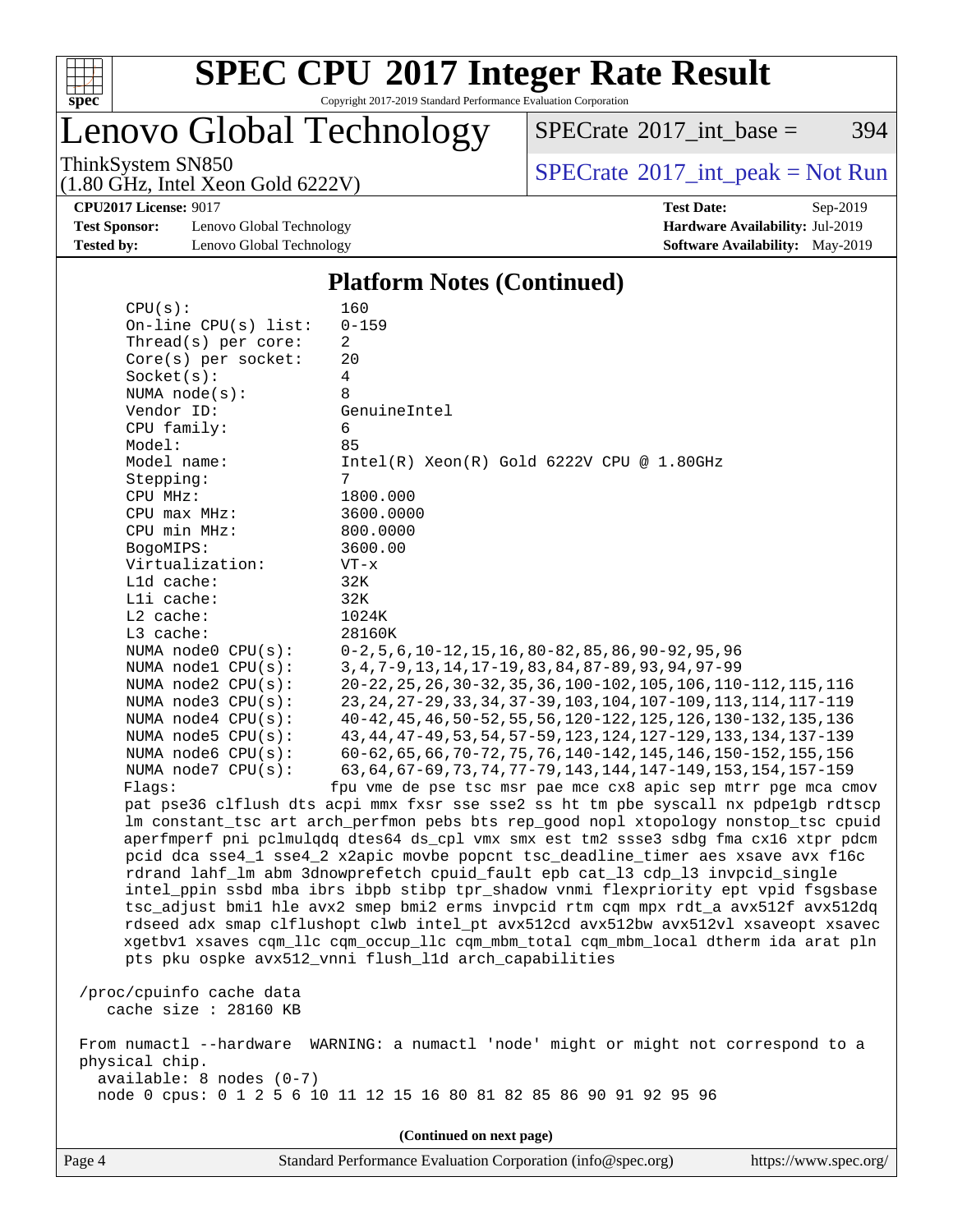## Platform Notes (Continued)

```
    CPU(s):                160
    On-line CPU(s) list:   0-159
    Thread(s) per core:    2
    Core(s) per socket:    20
    Socket(s):             4
    NUMA node(s):          8
    Vendor ID:             GenuineIntel
    CPU family:            6
    Model:                 85
    Model name:            Intel(R) Xeon(R) Gold 6222V CPU @ 1.80GHz
    Stepping:              7
    CPU MHz:               1800.000
    CPU max MHz:           3600.0000
    CPU min MHz:           800.0000
    BogoMIPS:              3600.00
    Virtualization:        VT-x
    L1d cache:             32K
    L1i cache:             32K
    L2 cache:              1024K
    L3 cache:              28160K
    NUMA node0 CPU(s):     0-2,5,6,10-12,15,16,80-82,85,86,90-92,95,96
    NUMA node1 CPU(s):     3,4,7-9,13,14,17-19,83,84,87-89,93,94,97-99
    NUMA node2 CPU(s):     20-22,25,26,30-32,35,36,100-102,105,106,110-112,115,116
    NUMA node3 CPU(s):     23,24,27-29,33,34,37-39,103,104,107-109,113,114,117-119
    NUMA node4 CPU(s):     40-42,45,46,50-52,55,56,120-122,125,126,130-132,135,136
    NUMA node5 CPU(s):     43,44,47-49,53,54,57-59,123,124,127-129,133,134,137-139
    NUMA node6 CPU(s):     60-62,65,66,70-72,75,76,140-142,145,146,150-152,155,156
    NUMA node7 CPU(s):     63,64,67-69,73,74,77-79,143,144,147-149,153,154,157-159
    Flags:                 fpu vme de pse tsc msr pae mce cx8 apic sep mtrr pge mca cmov
    pat pse36 clflush dts acpi mmx fxsr sse sse2 ss ht tm pbe syscall nx pdpe1gb rdtscp
    lm constant_tsc art arch_perfmon pebs bts rep_good nopl xtopology nonstop_tsc cpuid
    aperfmperf pni pclmulqdq dtes64 ds_cpl vmx smx est tm2 ssse3 sdbg fma cx16 xtpr pdcm
    pcid dca sse4_1 sse4_2 x2apic movbe popcnt tsc_deadline_timer aes xsave avx f16c
    rdrand lahf_lm abm 3dnowprefetch cpuid_fault epb cat_l3 cdp_l3 invpcid_single
    intel_ppin ssbd mba ibrs ibpb stibp tpr_shadow vnmi flexpriority ept vpid fsgsbase
    tsc_adjust bmi1 hle avx2 smep bmi2 erms invpcid rtm cqm mpx rdt_a avx512f avx512dq
    rdseed adx smap clflushopt clwb intel_pt avx512cd avx512bw avx512vl xsaveopt xsavec
    xgetbv1 xsaves cqm_llc cqm_occup_llc cqm_mbm_total cqm_mbm_local dtherm ida arat pln
    pts pku ospke avx512_vnni flush_l1d arch_capabilities

 /proc/cpuinfo cache data
    cache size : 28160 KB

 From numactl --hardware  WARNING: a numactl 'node' might or might not correspond to a
 physical chip.
   available: 8 nodes (0-7)
   node 0 cpus: 0 1 2 5 6 10 11 12 15 16 80 81 82 85 86 90 91 92 95 96
```

(Continued on next page)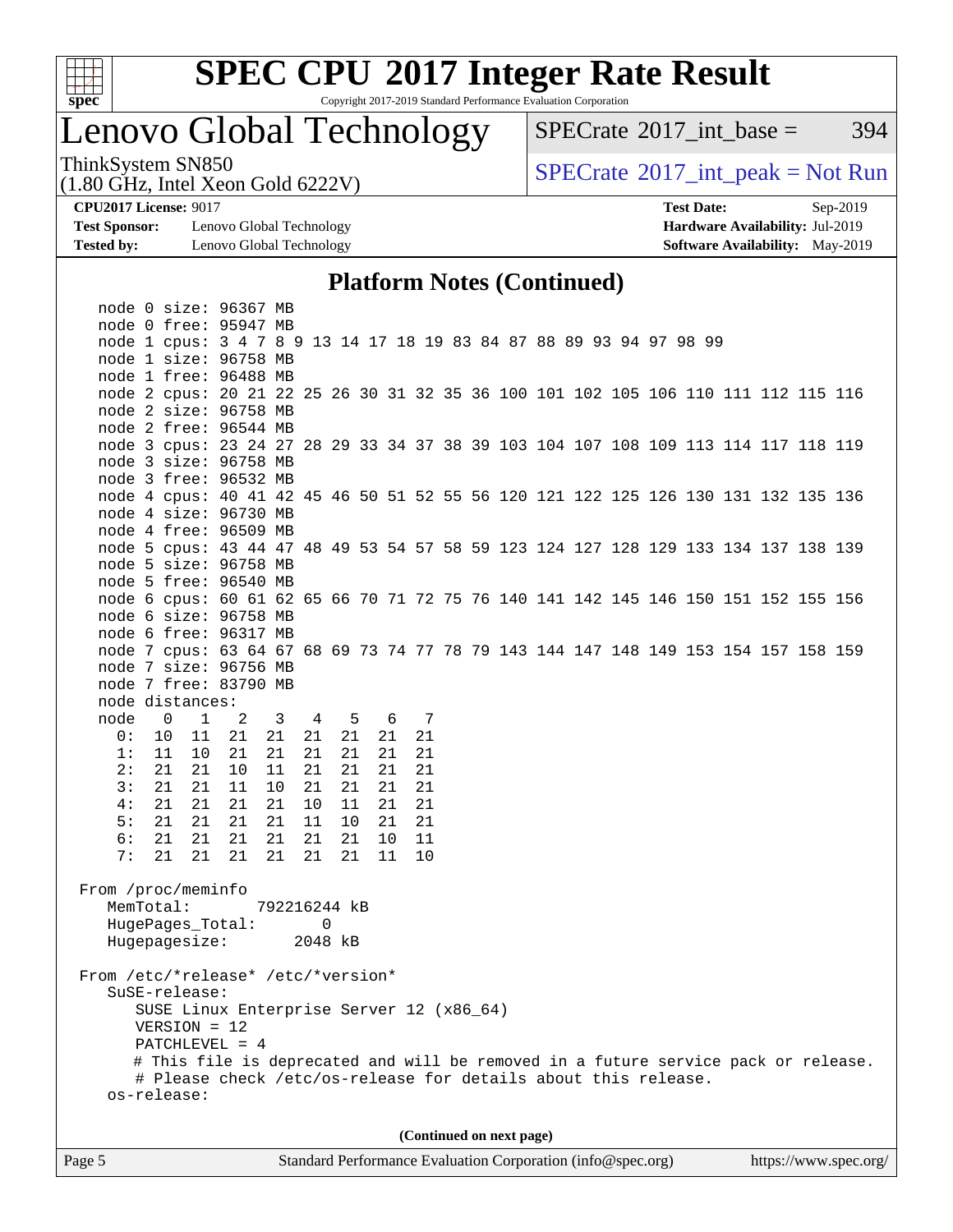## Platform Notes (Continued)

```
   node 0 size: 96367 MB
   node 0 free: 95947 MB
   node 1 cpus: 3 4 7 8 9 13 14 17 18 19 83 84 87 88 89 93 94 97 98 99
   node 1 size: 96758 MB
   node 1 free: 96488 MB
   node 2 cpus: 20 21 22 25 26 30 31 32 35 36 100 101 102 105 106 110 111 112 115 116
   node 2 size: 96758 MB
   node 2 free: 96544 MB
   node 3 cpus: 23 24 27 28 29 33 34 37 38 39 103 104 107 108 109 113 114 117 118 119
   node 3 size: 96758 MB
   node 3 free: 96532 MB
   node 4 cpus: 40 41 42 45 46 50 51 52 55 56 120 121 122 125 126 130 131 132 135 136
   node 4 size: 96730 MB
   node 4 free: 96509 MB
   node 5 cpus: 43 44 47 48 49 53 54 57 58 59 123 124 127 128 129 133 134 137 138 139
   node 5 size: 96758 MB
   node 5 free: 96540 MB
   node 6 cpus: 60 61 62 65 66 70 71 72 75 76 140 141 142 145 146 150 151 152 155 156
   node 6 size: 96758 MB
   node 6 free: 96317 MB
   node 7 cpus: 63 64 67 68 69 73 74 77 78 79 143 144 147 148 149 153 154 157 158 159
   node 7 size: 96756 MB
   node 7 free: 83790 MB
   node distances:
   node   0   1   2   3   4   5   6   7
     0:  10  11  21  21  21  21  21  21
     1:  11  10  21  21  21  21  21  21
     2:  21  21  10  11  21  21  21  21
     3:  21  21  11  10  21  21  21  21
     4:  21  21  21  21  10  11  21  21
     5:  21  21  21  21  11  10  21  21
     6:  21  21  21  21  21  21  10  11
     7:  21  21  21  21  21  21  11  10

 From /proc/meminfo
    MemTotal:       792216244 kB
    HugePages_Total:       0
    Hugepagesize:       2048 kB

 From /etc/*release* /etc/*version*
    SuSE-release:
       SUSE Linux Enterprise Server 12 (x86_64)
       VERSION = 12
       PATCHLEVEL = 4
       # This file is deprecated and will be removed in a future service pack or release.
       # Please check /etc/os-release for details about this release.
    os-release:
```

(Continued on next page)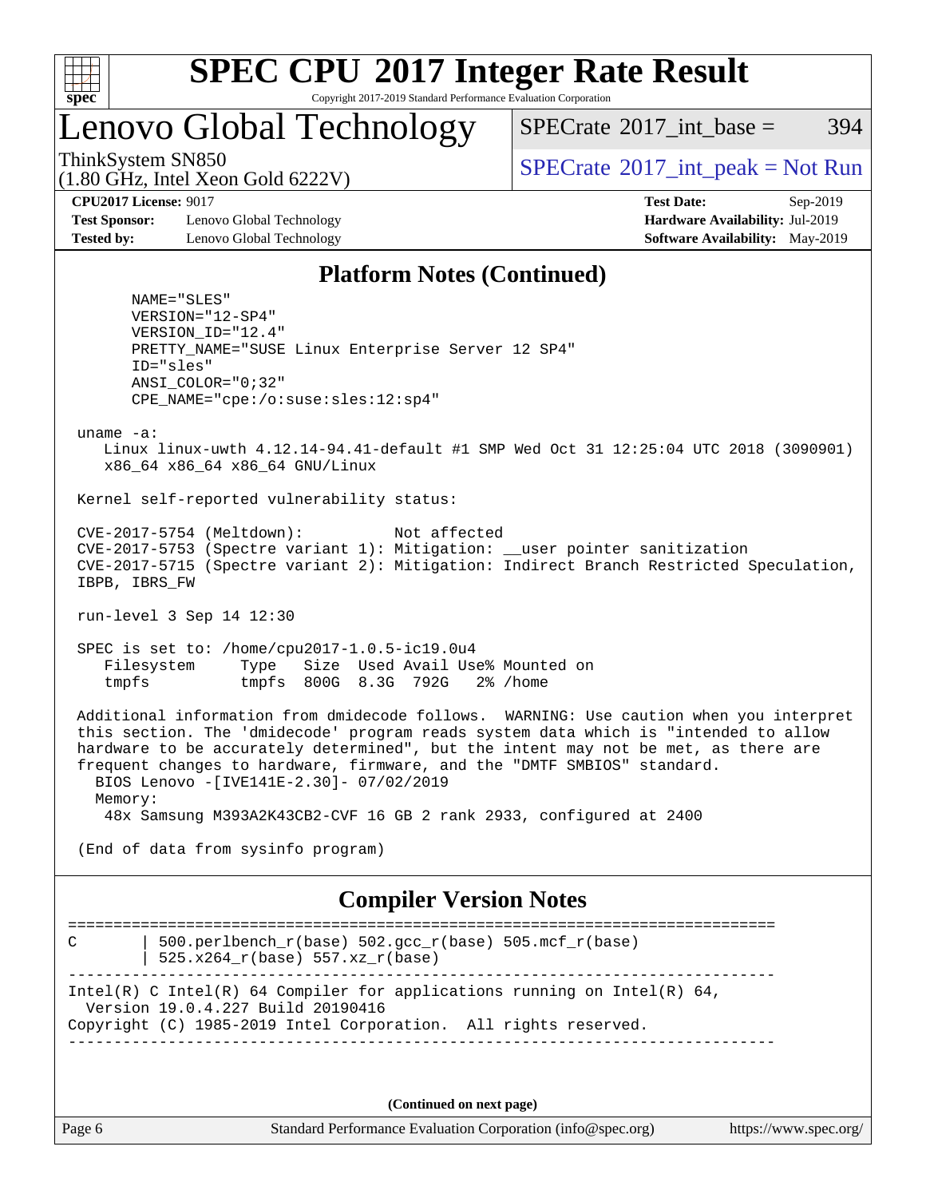## Platform Notes (Continued)

```
      NAME="SLES"
      VERSION="12-SP4"
      VERSION_ID="12.4"
      PRETTY_NAME="SUSE Linux Enterprise Server 12 SP4"
      ID="sles"
      ANSI_COLOR="0;32"
      CPE_NAME="cpe:/o:suse:sles:12:sp4"

 uname -a:
    Linux linux-uwth 4.12.14-94.41-default #1 SMP Wed Oct 31 12:25:04 UTC 2018 (3090901)
    x86_64 x86_64 x86_64 GNU/Linux

 Kernel self-reported vulnerability status:

 CVE-2017-5754 (Meltdown):          Not affected
 CVE-2017-5753 (Spectre variant 1): Mitigation: __user pointer sanitization
 CVE-2017-5715 (Spectre variant 2): Mitigation: Indirect Branch Restricted Speculation,
 IBPB, IBRS_FW

 run-level 3 Sep 14 12:30

 SPEC is set to: /home/cpu2017-1.0.5-ic19.0u4
    Filesystem     Type   Size  Used Avail Use% Mounted on
    tmpfs          tmpfs  800G  8.3G  792G   2% /home

 Additional information from dmidecode follows.  WARNING: Use caution when you interpret
 this section. The 'dmidecode' program reads system data which is "intended to allow
 hardware to be accurately determined", but the intent may not be met, as there are
 frequent changes to hardware, firmware, and the "DMTF SMBIOS" standard.
   BIOS Lenovo -[IVE141E-2.30]- 07/02/2019
   Memory:
    48x Samsung M393A2K43CB2-CVF 16 GB 2 rank 2933, configured at 2400

 (End of data from sysinfo program)
```

## Compiler Version Notes

```
==============================================================================
C       | 500.perlbench_r(base) 502.gcc_r(base) 505.mcf_r(base)
        | 525.x264_r(base) 557.xz_r(base)
------------------------------------------------------------------------------
Intel(R) C Intel(R) 64 Compiler for applications running on Intel(R) 64,
  Version 19.0.4.227 Build 20190416
Copyright (C) 1985-2019 Intel Corporation.  All rights reserved.
------------------------------------------------------------------------------
```

(Continued on next page)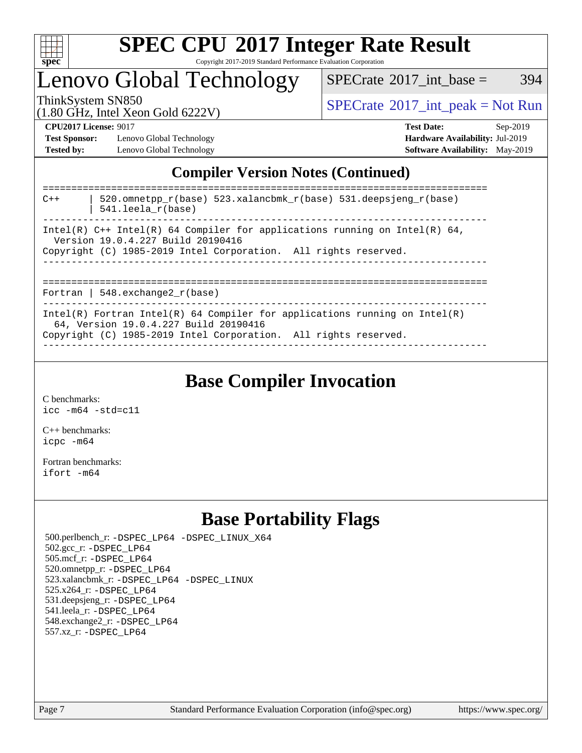# SPEC CPU 2017 Integer Rate Result

Copyright 2017-2019 Standard Performance Evaluation Corporation

# Lenovo Global Technology

ThinkSystem SN850
(1.80 GHz, Intel Xeon Gold 6222V)

SPECrate 2017_int_base = 394

SPECrate 2017_int_peak = Not Run

**CPU2017 License:** 9017
**Test Sponsor:** Lenovo Global Technology
**Tested by:** Lenovo Global Technology

**Test Date:** Sep-2019
**Hardware Availability:** Jul-2019
**Software Availability:** May-2019

## Compiler Version Notes (Continued)

```
==============================================================================
C++     | 520.omnetpp_r(base) 523.xalancbmk_r(base) 531.deepsjeng_r(base)
        | 541.leela_r(base)
------------------------------------------------------------------------------
Intel(R) C++ Intel(R) 64 Compiler for applications running on Intel(R) 64,
  Version 19.0.4.227 Build 20190416
Copyright (C) 1985-2019 Intel Corporation.  All rights reserved.
------------------------------------------------------------------------------

==============================================================================
Fortran | 548.exchange2_r(base)
------------------------------------------------------------------------------
Intel(R) Fortran Intel(R) 64 Compiler for applications running on Intel(R)
  64, Version 19.0.4.227 Build 20190416
Copyright (C) 1985-2019 Intel Corporation.  All rights reserved.
------------------------------------------------------------------------------
```

## Base Compiler Invocation

C benchmarks:
`icc -m64 -std=c11`

C++ benchmarks:
`icpc -m64`

Fortran benchmarks:
`ifort -m64`

## Base Portability Flags

500.perlbench_r: `-DSPEC_LP64 -DSPEC_LINUX_X64`
502.gcc_r: `-DSPEC_LP64`
505.mcf_r: `-DSPEC_LP64`
520.omnetpp_r: `-DSPEC_LP64`
523.xalancbmk_r: `-DSPEC_LP64 -DSPEC_LINUX`
525.x264_r: `-DSPEC_LP64`
531.deepsjeng_r: `-DSPEC_LP64`
541.leela_r: `-DSPEC_LP64`
548.exchange2_r: `-DSPEC_LP64`
557.xz_r: `-DSPEC_LP64`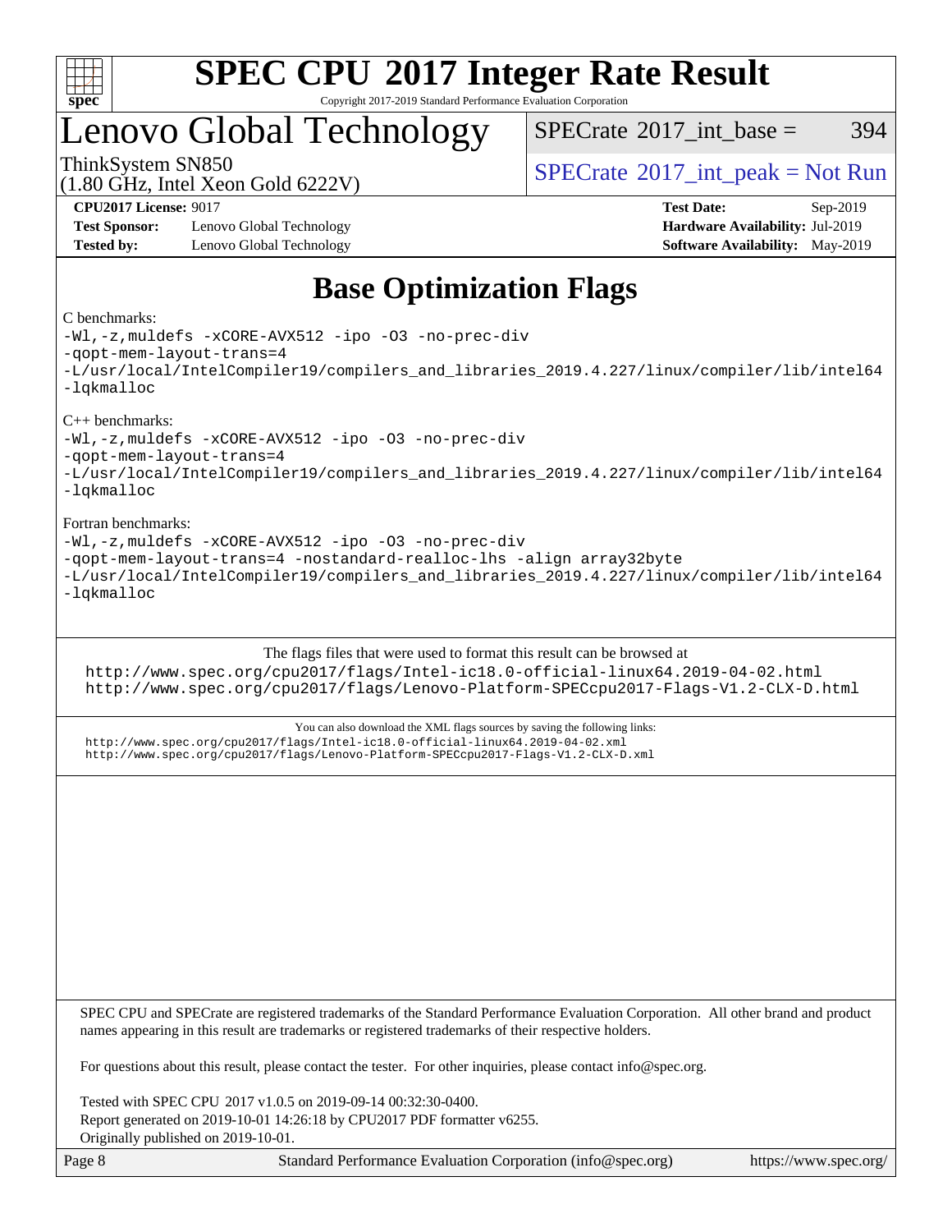# SPEC CPU 2017 Integer Rate Result

Copyright 2017-2019 Standard Performance Evaluation Corporation

# Lenovo Global Technology

ThinkSystem SN850
(1.80 GHz, Intel Xeon Gold 6222V)

SPECrate 2017_int_base = 394

SPECrate 2017_int_peak = Not Run

**CPU2017 License:** 9017
**Test Sponsor:** Lenovo Global Technology
**Tested by:** Lenovo Global Technology

**Test Date:** Sep-2019
**Hardware Availability:** Jul-2019
**Software Availability:** May-2019

## Base Optimization Flags

C benchmarks:

```
-Wl,-z,muldefs -xCORE-AVX512 -ipo -O3 -no-prec-div
-qopt-mem-layout-trans=4
-L/usr/local/IntelCompiler19/compilers_and_libraries_2019.4.227/linux/compiler/lib/intel64
-lqkmalloc
```

C++ benchmarks:

```
-Wl,-z,muldefs -xCORE-AVX512 -ipo -O3 -no-prec-div
-qopt-mem-layout-trans=4
-L/usr/local/IntelCompiler19/compilers_and_libraries_2019.4.227/linux/compiler/lib/intel64
-lqkmalloc
```

Fortran benchmarks:

```
-Wl,-z,muldefs -xCORE-AVX512 -ipo -O3 -no-prec-div
-qopt-mem-layout-trans=4 -nostandard-realloc-lhs -align array32byte
-L/usr/local/IntelCompiler19/compilers_and_libraries_2019.4.227/linux/compiler/lib/intel64
-lqkmalloc
```

The flags files that were used to format this result can be browsed at
http://www.spec.org/cpu2017/flags/Intel-ic18.0-official-linux64.2019-04-02.html
http://www.spec.org/cpu2017/flags/Lenovo-Platform-SPECcpu2017-Flags-V1.2-CLX-D.html

You can also download the XML flags sources by saving the following links:
http://www.spec.org/cpu2017/flags/Intel-ic18.0-official-linux64.2019-04-02.xml
http://www.spec.org/cpu2017/flags/Lenovo-Platform-SPECcpu2017-Flags-V1.2-CLX-D.xml

SPEC CPU and SPECrate are registered trademarks of the Standard Performance Evaluation Corporation. All other brand and product names appearing in this result are trademarks or registered trademarks of their respective holders.

For questions about this result, please contact the tester. For other inquiries, please contact info@spec.org.

Tested with SPEC CPU 2017 v1.0.5 on 2019-09-14 00:32:30-0400.
Report generated on 2019-10-01 14:26:18 by CPU2017 PDF formatter v6255.
Originally published on 2019-10-01.